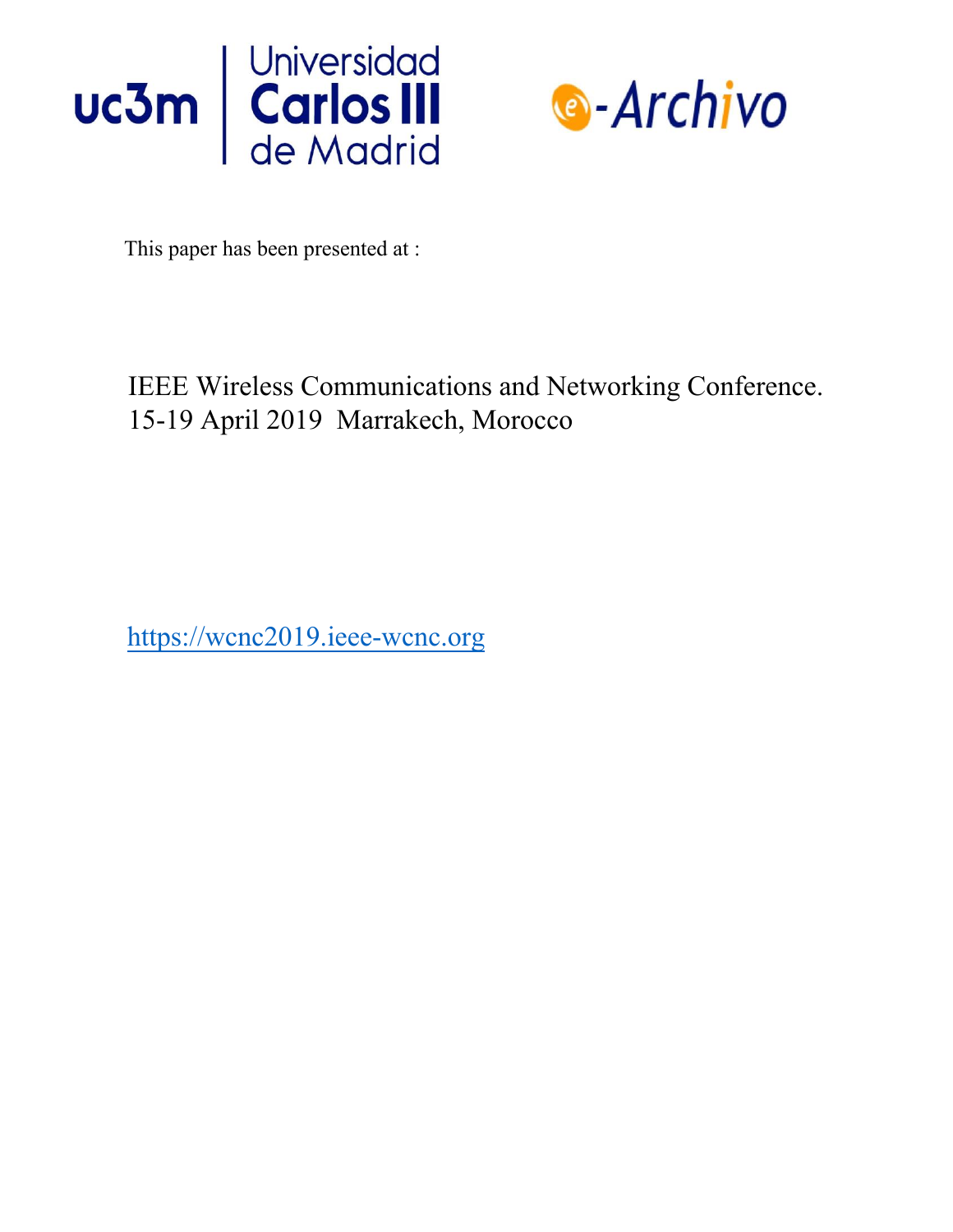This paper has been presented at :

IEEE Wireless Communications and Networking Conference.
15-19 April 2019 Marrakech, Morocco

https://wcnc2019.ieee-wcnc.org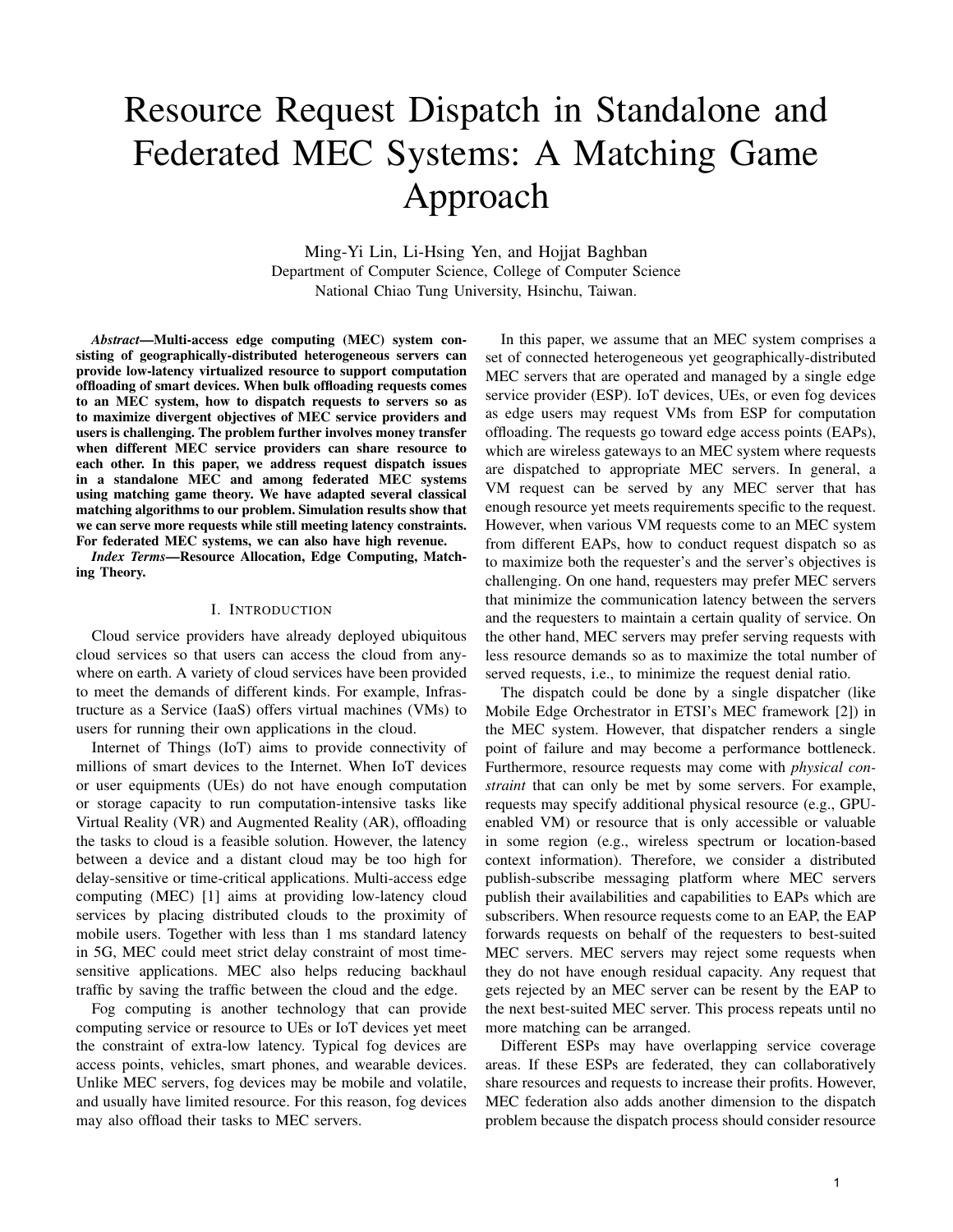# Resource Request Dispatch in Standalone and Federated MEC Systems: A Matching Game Approach

Ming-Yi Lin, Li-Hsing Yen, and Hojjat Baghban
Department of Computer Science, College of Computer Science
National Chiao Tung University, Hsinchu, Taiwan.

***Abstract*—Multi-access edge computing (MEC) system consisting of geographically-distributed heterogeneous servers can provide low-latency virtualized resource to support computation offloading of smart devices. When bulk offloading requests comes to an MEC system, how to dispatch requests to servers so as to maximize divergent objectives of MEC service providers and users is challenging. The problem further involves money transfer when different MEC service providers can share resource to each other. In this paper, we address request dispatch issues in a standalone MEC and among federated MEC systems using matching game theory. We have adapted several classical matching algorithms to our problem. Simulation results show that we can serve more requests while still meeting latency constraints. For federated MEC systems, we can also have high revenue.**

***Index Terms*—Resource Allocation, Edge Computing, Matching Theory.**

## I. Introduction

Cloud service providers have already deployed ubiquitous cloud services so that users can access the cloud from anywhere on earth. A variety of cloud services have been provided to meet the demands of different kinds. For example, Infrastructure as a Service (IaaS) offers virtual machines (VMs) to users for running their own applications in the cloud.

Internet of Things (IoT) aims to provide connectivity of millions of smart devices to the Internet. When IoT devices or user equipments (UEs) do not have enough computation or storage capacity to run computation-intensive tasks like Virtual Reality (VR) and Augmented Reality (AR), offloading the tasks to cloud is a feasible solution. However, the latency between a device and a distant cloud may be too high for delay-sensitive or time-critical applications. Multi-access edge computing (MEC) [1] aims at providing low-latency cloud services by placing distributed clouds to the proximity of mobile users. Together with less than 1 ms standard latency in 5G, MEC could meet strict delay constraint of most time-sensitive applications. MEC also helps reducing backhaul traffic by saving the traffic between the cloud and the edge.

Fog computing is another technology that can provide computing service or resource to UEs or IoT devices yet meet the constraint of extra-low latency. Typical fog devices are access points, vehicles, smart phones, and wearable devices. Unlike MEC servers, fog devices may be mobile and volatile, and usually have limited resource. For this reason, fog devices may also offload their tasks to MEC servers.

In this paper, we assume that an MEC system comprises a set of connected heterogeneous yet geographically-distributed MEC servers that are operated and managed by a single edge service provider (ESP). IoT devices, UEs, or even fog devices as edge users may request VMs from ESP for computation offloading. The requests go toward edge access points (EAPs), which are wireless gateways to an MEC system where requests are dispatched to appropriate MEC servers. In general, a VM request can be served by any MEC server that has enough resource yet meets requirements specific to the request. However, when various VM requests come to an MEC system from different EAPs, how to conduct request dispatch so as to maximize both the requester's and the server's objectives is challenging. On one hand, requesters may prefer MEC servers that minimize the communication latency between the servers and the requesters to maintain a certain quality of service. On the other hand, MEC servers may prefer serving requests with less resource demands so as to maximize the total number of served requests, i.e., to minimize the request denial ratio.

The dispatch could be done by a single dispatcher (like Mobile Edge Orchestrator in ETSI's MEC framework [2]) in the MEC system. However, that dispatcher renders a single point of failure and may become a performance bottleneck. Furthermore, resource requests may come with *physical constraint* that can only be met by some servers. For example, requests may specify additional physical resource (e.g., GPU-enabled VM) or resource that is only accessible or valuable in some region (e.g., wireless spectrum or location-based context information). Therefore, we consider a distributed publish-subscribe messaging platform where MEC servers publish their availabilities and capabilities to EAPs which are subscribers. When resource requests come to an EAP, the EAP forwards requests on behalf of the requesters to best-suited MEC servers. MEC servers may reject some requests when they do not have enough residual capacity. Any request that gets rejected by an MEC server can be resent by the EAP to the next best-suited MEC server. This process repeats until no more matching can be arranged.

Different ESPs may have overlapping service coverage areas. If these ESPs are federated, they can collaboratively share resources and requests to increase their profits. However, MEC federation also adds another dimension to the dispatch problem because the dispatch process should consider resource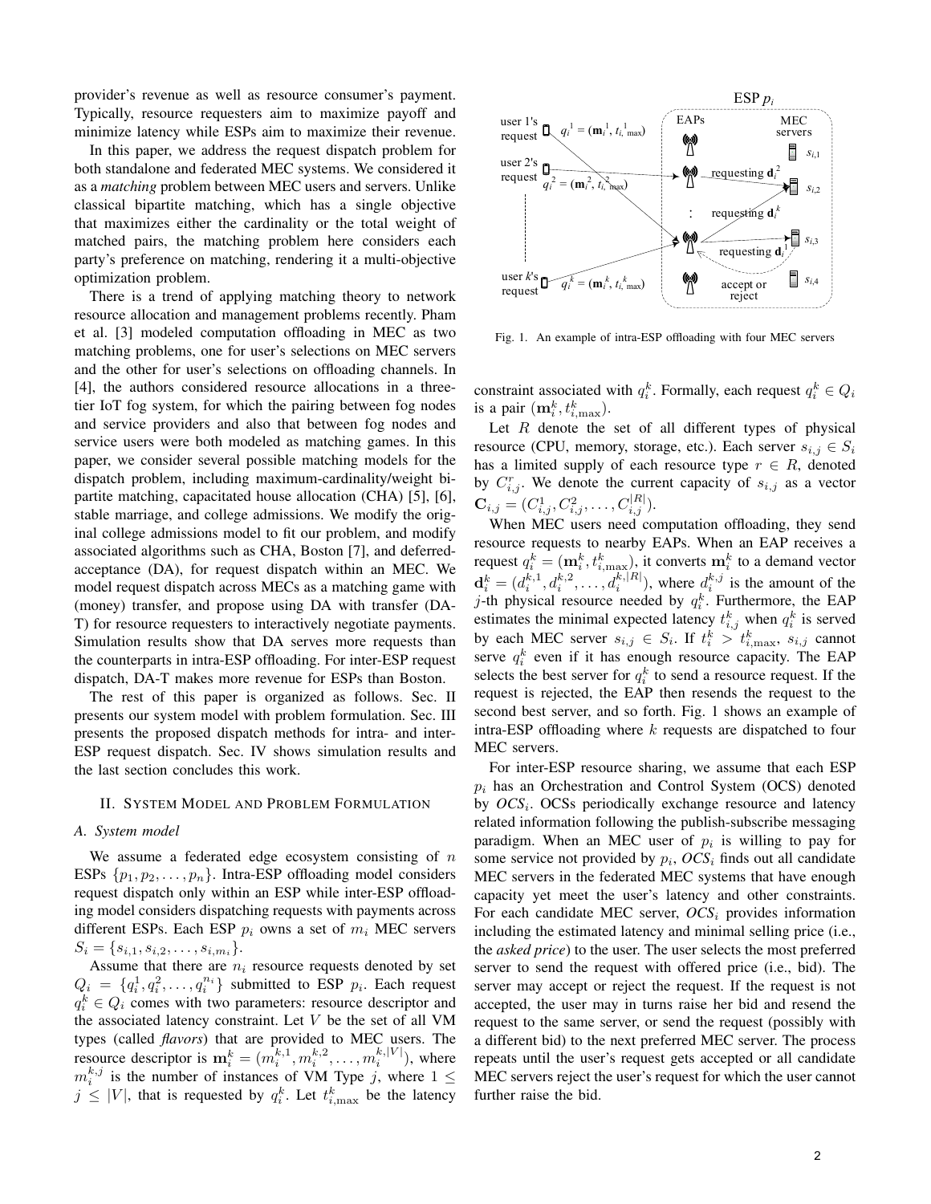provider's revenue as well as resource consumer's payment. Typically, resource requesters aim to maximize payoff and minimize latency while ESPs aim to maximize their revenue.

In this paper, we address the request dispatch problem for both standalone and federated MEC systems. We considered it as a *matching* problem between MEC users and servers. Unlike classical bipartite matching, which has a single objective that maximizes either the cardinality or the total weight of matched pairs, the matching problem here considers each party's preference on matching, rendering it a multi-objective optimization problem.

There is a trend of applying matching theory to network resource allocation and management problems recently. Pham et al. [3] modeled computation offloading in MEC as two matching problems, one for user's selections on MEC servers and the other for user's selections on offloading channels. In [4], the authors considered resource allocations in a three-tier IoT fog system, for which the pairing between fog nodes and service providers and also that between fog nodes and service users were both modeled as matching games. In this paper, we consider several possible matching models for the dispatch problem, including maximum-cardinality/weight bipartite matching, capacitated house allocation (CHA) [5], [6], stable marriage, and college admissions. We modify the original college admissions model to fit our problem, and modify associated algorithms such as CHA, Boston [7], and deferred-acceptance (DA), for request dispatch within an MEC. We model request dispatch across MECs as a matching game with (money) transfer, and propose using DA with transfer (DA-T) for resource requesters to interactively negotiate payments. Simulation results show that DA serves more requests than the counterparts in intra-ESP offloading. For inter-ESP request dispatch, DA-T makes more revenue for ESPs than Boston.

The rest of this paper is organized as follows. Sec. II presents our system model with problem formulation. Sec. III presents the proposed dispatch methods for intra- and inter-ESP request dispatch. Sec. IV shows simulation results and the last section concludes this work.

## II. System Model and Problem Formulation

### A. System model

We assume a federated edge ecosystem consisting of $n$ ESPs $\{p_1, p_2, \ldots, p_n\}$. Intra-ESP offloading model considers request dispatch only within an ESP while inter-ESP offloading model considers dispatching requests with payments across different ESPs. Each ESP $p_i$ owns a set of $m_i$ MEC servers $S_i = \{s_{i,1}, s_{i,2}, \ldots, s_{i,m_i}\}$.

Assume that there are $n_i$ resource requests denoted by set $Q_i = \{q_i^1, q_i^2, \ldots, q_i^{n_i}\}$ submitted to ESP $p_i$. Each request $q_i^k \in Q_i$ comes with two parameters: resource descriptor and the associated latency constraint. Let $V$ be the set of all VM types (called *flavors*) that are provided to MEC users. The resource descriptor is $\mathbf{m}_i^k = (m_i^{k,1}, m_i^{k,2}, \ldots, m_i^{k,|V|})$, where $m_i^{k,j}$ is the number of instances of VM Type $j$, where $1 \leq j \leq |V|$, that is requested by $q_i^k$. Let $t_{i,\max}^k$ be the latency constraint associated with $q_i^k$. Formally, each request $q_i^k \in Q_i$ is a pair $(\mathbf{m}_i^k, t_{i,\max}^k)$.

Fig. 1. An example of intra-ESP offloading with four MEC servers

Let $R$ denote the set of all different types of physical resource (CPU, memory, storage, etc.). Each server $s_{i,j} \in S_i$ has a limited supply of each resource type $r \in R$, denoted by $C_{i,j}^r$. We denote the current capacity of $s_{i,j}$ as a vector $\mathbf{C}_{i,j} = (C_{i,j}^1, C_{i,j}^2, \ldots, C_{i,j}^{|R|})$.

When MEC users need computation offloading, they send resource requests to nearby EAPs. When an EAP receives a request $q_i^k = (\mathbf{m}_i^k, t_{i,\max}^k)$, it converts $\mathbf{m}_i^k$ to a demand vector $\mathbf{d}_i^k = (d_i^{k,1}, d_i^{k,2}, \ldots, d_i^{k,|R|})$, where $d_i^{k,j}$ is the amount of the $j$-th physical resource needed by $q_i^k$. Furthermore, the EAP estimates the minimal expected latency $t_{i,j}^k$ when $q_i^k$ is served by each MEC server $s_{i,j} \in S_i$. If $t_i^k > t_{i,\max}^k$, $s_{i,j}$ cannot serve $q_i^k$ even if it has enough resource capacity. The EAP selects the best server for $q_i^k$ to send a resource request. If the request is rejected, the EAP then resends the request to the second best server, and so forth. Fig. 1 shows an example of intra-ESP offloading where $k$ requests are dispatched to four MEC servers.

For inter-ESP resource sharing, we assume that each ESP $p_i$ has an Orchestration and Control System (OCS) denoted by *OCS*$_i$. OCSs periodically exchange resource and latency related information following the publish-subscribe messaging paradigm. When an MEC user of $p_i$ is willing to pay for some service not provided by $p_i$, *OCS*$_i$ finds out all candidate MEC servers in the federated MEC systems that have enough capacity yet meet the user's latency and other constraints. For each candidate MEC server, *OCS*$_i$ provides information including the estimated latency and minimal selling price (i.e., the *asked price*) to the user. The user selects the most preferred server to send the request with offered price (i.e., bid). The server may accept or reject the request. If the request is not accepted, the user may in turns raise her bid and resend the request to the same server, or send the request (possibly with a different bid) to the next preferred MEC server. The process repeats until the user's request gets accepted or all candidate MEC servers reject the user's request for which the user cannot further raise the bid.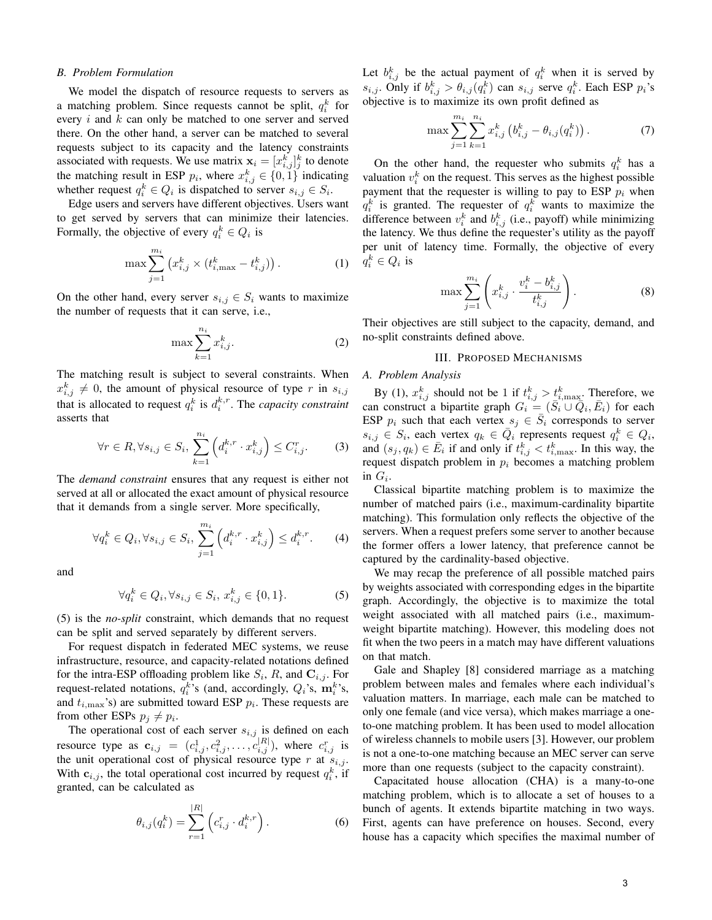### B. Problem Formulation

We model the dispatch of resource requests to servers as a matching problem. Since requests cannot be split, $q_i^k$ for every $i$ and $k$ can only be matched to one server and served there. On the other hand, a server can be matched to several requests subject to its capacity and the latency constraints associated with requests. We use matrix $\mathbf{x}_i = [x_{i,j}^k]_j^k$ to denote the matching result in ESP $p_i$, where $x_{i,j}^k \in \{0, 1\}$ indicating whether request $q_i^k \in Q_i$ is dispatched to server $s_{i,j} \in S_i$.

Edge users and servers have different objectives. Users want to get served by servers that can minimize their latencies. Formally, the objective of every $q_i^k \in Q_i$ is

$$\max \sum_{j=1}^{m_i} \left( x_{i,j}^k \times (t_{i,\max}^k - t_{i,j}^k) \right). \tag{1}$$

On the other hand, every server $s_{i,j} \in S_i$ wants to maximize the number of requests that it can serve, i.e.,

$$\max \sum_{k=1}^{n_i} x_{i,j}^k. \tag{2}$$

The matching result is subject to several constraints. When $x_{i,j}^k \neq 0$, the amount of physical resource of type $r$ in $s_{i,j}$ that is allocated to request $q_i^k$ is $d_i^{k,r}$. The *capacity constraint* asserts that

$$\forall r \in R, \forall s_{i,j} \in S_i, \sum_{k=1}^{n_i} \left( d_i^{k,r} \cdot x_{i,j}^k \right) \leq C_{i,j}^r. \tag{3}$$

The *demand constraint* ensures that any request is either not served at all or allocated the exact amount of physical resource that it demands from a single server. More specifically,

$$\forall q_i^k \in Q_i, \forall s_{i,j} \in S_i, \sum_{j=1}^{m_i} \left( d_i^{k,r} \cdot x_{i,j}^k \right) \leq d_i^{k,r}. \tag{4}$$

and

$$\forall q_i^k \in Q_i, \forall s_{i,j} \in S_i, \, x_{i,j}^k \in \{0, 1\}. \tag{5}$$

(5) is the *no-split* constraint, which demands that no request can be split and served separately by different servers.

For request dispatch in federated MEC systems, we reuse infrastructure, resource, and capacity-related notations defined for the intra-ESP offloading problem like $S_i$, $R$, and $\mathbf{C}_{i,j}$. For request-related notations, $q_i^k$'s (and, accordingly, $Q_i$'s, $\mathbf{m}_i^k$'s, and $t_{i,\max}$'s) are submitted toward ESP $p_i$. These requests are from other ESPs $p_j \neq p_i$.

The operational cost of each server $s_{i,j}$ is defined on each resource type as $\mathbf{c}_{i,j} = (c_{i,j}^1, c_{i,j}^2, \ldots, c_{i,j}^{|R|})$, where $c_{i,j}^r$ is the unit operational cost of physical resource type $r$ at $s_{i,j}$. With $\mathbf{c}_{i,j}$, the total operational cost incurred by request $q_i^k$, if granted, can be calculated as

$$\theta_{i,j}(q_i^k) = \sum_{r=1}^{|R|} \left( c_{i,j}^r \cdot d_i^{k,r} \right). \tag{6}$$

Let $b_{i,j}^k$ be the actual payment of $q_i^k$ when it is served by $s_{i,j}$. Only if $b_{i,j}^k > \theta_{i,j}(q_i^k)$ can $s_{i,j}$ serve $q_i^k$. Each ESP $p_i$'s objective is to maximize its own profit defined as

$$\max \sum_{j=1}^{m_i} \sum_{k=1}^{n_i} x_{i,j}^k \left( b_{i,j}^k - \theta_{i,j}(q_i^k) \right). \tag{7}$$

On the other hand, the requester who submits $q_i^k$ has a valuation $v_i^k$ on the request. This serves as the highest possible payment that the requester is willing to pay to ESP $p_i$ when $q_i^k$ is granted. The requester of $q_i^k$ wants to maximize the difference between $v_i^k$ and $b_{i,j}^k$ (i.e., payoff) while minimizing the latency. We thus define the requester's utility as the payoff per unit of latency time. Formally, the objective of every $q_i^k \in Q_i$ is

$$\max \sum_{j=1}^{m_i} \left( x_{i,j}^k \cdot \frac{v_i^k - b_{i,j}^k}{t_{i,j}^k} \right). \tag{8}$$

Their objectives are still subject to the capacity, demand, and no-split constraints defined above.

## III. Proposed Mechanisms

### A. Problem Analysis

By (1), $x_{i,j}^k$ should not be 1 if $t_{i,j}^k > t_{i,\max}^k$. Therefore, we can construct a bipartite graph $G_i = (\bar{S}_i \cup \bar{Q}_i, \bar{E}_i)$ for each ESP $p_i$ such that each vertex $s_j \in \bar{S}_i$ corresponds to server $s_{i,j} \in S_i$, each vertex $q_k \in \bar{Q}_i$ represents request $q_i^k \in Q_i$, and $(s_j, q_k) \in \bar{E}_i$ if and only if $t_{i,j}^k < t_{i,\max}^k$. In this way, the request dispatch problem in $p_i$ becomes a matching problem in $G_i$.

Classical bipartite matching problem is to maximize the number of matched pairs (i.e., maximum-cardinality bipartite matching). This formulation only reflects the objective of the servers. When a request prefers some server to another because the former offers a lower latency, that preference cannot be captured by the cardinality-based objective.

We may recap the preference of all possible matched pairs by weights associated with corresponding edges in the bipartite graph. Accordingly, the objective is to maximize the total weight associated with all matched pairs (i.e., maximum-weight bipartite matching). However, this modeling does not fit when the two peers in a match may have different valuations on that match.

Gale and Shapley [8] considered marriage as a matching problem between males and females where each individual's valuation matters. In marriage, each male can be matched to only one female (and vice versa), which makes marriage a one-to-one matching problem. It has been used to model allocation of wireless channels to mobile users [3]. However, our problem is not a one-to-one matching because an MEC server can serve more than one requests (subject to the capacity constraint).

Capacitated house allocation (CHA) is a many-to-one matching problem, which is to allocate a set of houses to a bunch of agents. It extends bipartite matching in two ways. First, agents can have preference on houses. Second, every house has a capacity which specifies the maximal number of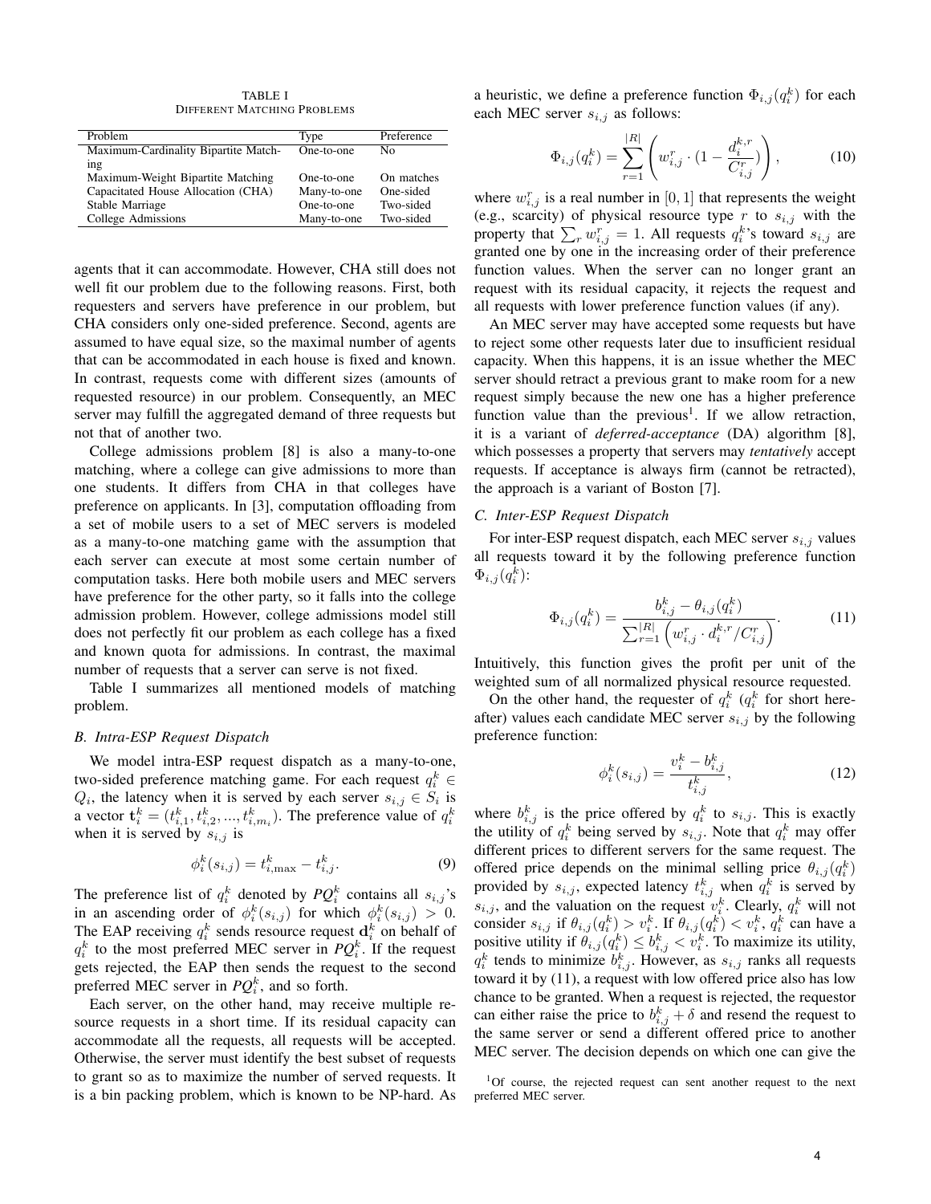TABLE I
DIFFERENT MATCHING PROBLEMS

| Problem | Type | Preference |
|---|---|---|
| Maximum-Cardinality Bipartite Matching | One-to-one | No |
| Maximum-Weight Bipartite Matching | One-to-one | On matches |
| Capacitated House Allocation (CHA) | Many-to-one | One-sided |
| Stable Marriage | One-to-one | Two-sided |
| College Admissions | Many-to-one | Two-sided |

agents that it can accommodate. However, CHA still does not well fit our problem due to the following reasons. First, both requesters and servers have preference in our problem, but CHA considers only one-sided preference. Second, agents are assumed to have equal size, so the maximal number of agents that can be accommodated in each house is fixed and known. In contrast, requests come with different sizes (amounts of requested resource) in our problem. Consequently, an MEC server may fulfill the aggregated demand of three requests but not that of another two.

College admissions problem [8] is also a many-to-one matching, where a college can give admissions to more than one students. It differs from CHA in that colleges have preference on applicants. In [3], computation offloading from a set of mobile users to a set of MEC servers is modeled as a many-to-one matching game with the assumption that each server can execute at most some certain number of computation tasks. Here both mobile users and MEC servers have preference for the other party, so it falls into the college admission problem. However, college admissions model still does not perfectly fit our problem as each college has a fixed and known quota for admissions. In contrast, the maximal number of requests that a server can serve is not fixed.

Table I summarizes all mentioned models of matching problem.

### B. Intra-ESP Request Dispatch

We model intra-ESP request dispatch as a many-to-one, two-sided preference matching game. For each request $q_i^k \in Q_i$, the latency when it is served by each server $s_{i,j} \in S_i$ is a vector $\mathbf{t}_i^k = (t_{i,1}^k, t_{i,2}^k, ..., t_{i,m_i}^k)$. The preference value of $q_i^k$ when it is served by $s_{i,j}$ is

$$\phi_i^k(s_{i,j}) = t_{i,\max}^k - t_{i,j}^k. \tag{9}$$

The preference list of $q_i^k$ denoted by $PQ_i^k$ contains all $s_{i,j}$'s in an ascending order of $\phi_i^k(s_{i,j})$ for which $\phi_i^k(s_{i,j}) > 0$. The EAP receiving $q_i^k$ sends resource request $\mathbf{d}_i^k$ on behalf of $q_i^k$ to the most preferred MEC server in $PQ_i^k$. If the request gets rejected, the EAP then sends the request to the second preferred MEC server in $PQ_i^k$, and so forth.

Each server, on the other hand, may receive multiple resource requests in a short time. If its residual capacity can accommodate all the requests, all requests will be accepted. Otherwise, the server must identify the best subset of requests to grant so as to maximize the number of served requests. It is a bin packing problem, which is known to be NP-hard. As a heuristic, we define a preference function $\Phi_{i,j}(q_i^k)$ for each each MEC server $s_{i,j}$ as follows:

$$\Phi_{i,j}(q_i^k) = \sum_{r=1}^{|R|} \left( w_{i,j}^r \cdot (1 - \frac{d_i^{k,r}}{C_{i,j}^r}) \right), \tag{10}$$

where $w_{i,j}^r$ is a real number in $[0, 1]$ that represents the weight (e.g., scarcity) of physical resource type $r$ to $s_{i,j}$ with the property that $\sum_r w_{i,j}^r = 1$. All requests $q_i^k$'s toward $s_{i,j}$ are granted one by one in the increasing order of their preference function values. When the server can no longer grant an request with its residual capacity, it rejects the request and all requests with lower preference function values (if any).

An MEC server may have accepted some requests but have to reject some other requests later due to insufficient residual capacity. When this happens, it is an issue whether the MEC server should retract a previous grant to make room for a new request simply because the new one has a higher preference function value than the previous[1]. If we allow retraction, it is a variant of *deferred-acceptance* (DA) algorithm [8], which possesses a property that servers may *tentatively* accept requests. If acceptance is always firm (cannot be retracted), the approach is a variant of Boston [7].

### C. Inter-ESP Request Dispatch

For inter-ESP request dispatch, each MEC server $s_{i,j}$ values all requests toward it by the following preference function $\Phi_{i,j}(q_i^k)$:

$$\Phi_{i,j}(q_i^k) = \frac{b_{i,j}^k - \theta_{i,j}(q_i^k)}{\sum_{r=1}^{|R|} \left( w_{i,j}^r \cdot d_i^{k,r} / C_{i,j}^r \right)}. \tag{11}$$

Intuitively, this function gives the profit per unit of the weighted sum of all normalized physical resource requested.

On the other hand, the requester of $q_i^k$ ($q_i^k$ for short hereafter) values each candidate MEC server $s_{i,j}$ by the following preference function:

$$\phi_i^k(s_{i,j}) = \frac{v_i^k - b_{i,j}^k}{t_{i,j}^k}, \tag{12}$$

where $b_{i,j}^k$ is the price offered by $q_i^k$ to $s_{i,j}$. This is exactly the utility of $q_i^k$ being served by $s_{i,j}$. Note that $q_i^k$ may offer different prices to different servers for the same request. The offered price depends on the minimal selling price $\theta_{i,j}(q_i^k)$ provided by $s_{i,j}$, expected latency $t_{i,j}^k$ when $q_i^k$ is served by $s_{i,j}$, and the valuation on the request $v_i^k$. Clearly, $q_i^k$ will not consider $s_{i,j}$ if $\theta_{i,j}(q_i^k) > v_i^k$. If $\theta_{i,j}(q_i^k) < v_i^k$, $q_i^k$ can have a positive utility if $\theta_{i,j}(q_i^k) \leq b_{i,j}^k < v_i^k$. To maximize its utility, $q_i^k$ tends to minimize $b_{i,j}^k$. However, as $s_{i,j}$ ranks all requests toward it by (11), a request with low offered price also has low chance to be granted. When a request is rejected, the requestor can either raise the price to $b_{i,j}^k + \delta$ and resend the request to the same server or send a different offered price to another MEC server. The decision depends on which one can give the

[1] Of course, the rejected request can sent another request to the next preferred MEC server.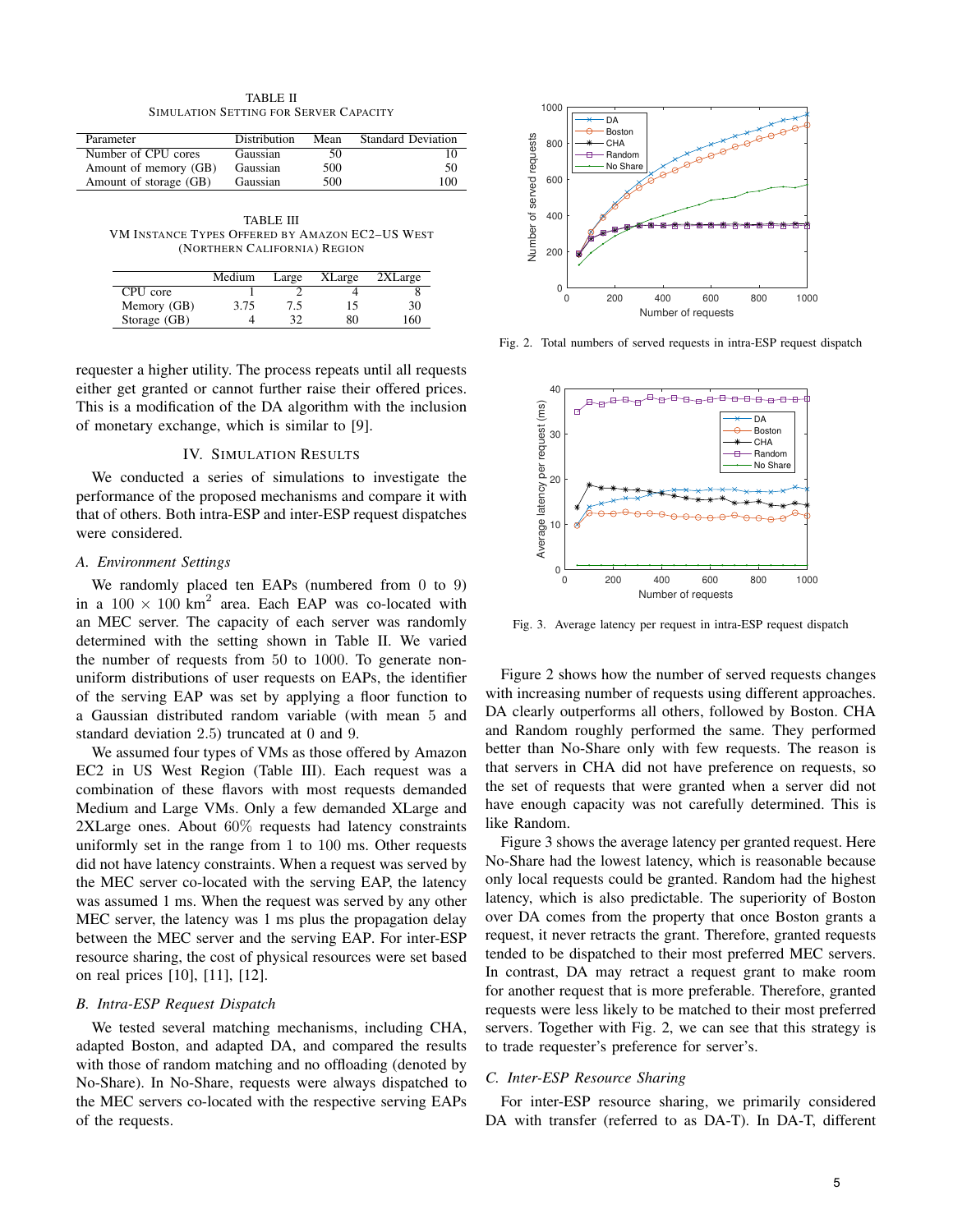TABLE II
SIMULATION SETTING FOR SERVER CAPACITY

| Parameter | Distribution | Mean | Standard Deviation |
|---|---|---|---|
| Number of CPU cores | Gaussian | 50 | 10 |
| Amount of memory (GB) | Gaussian | 500 | 50 |
| Amount of storage (GB) | Gaussian | 500 | 100 |

TABLE III
VM INSTANCE TYPES OFFERED BY AMAZON EC2–US WEST (NORTHERN CALIFORNIA) REGION

| | Medium | Large | XLarge | 2XLarge |
|---|---|---|---|---|
| CPU core | 1 | 2 | 4 | 8 |
| Memory (GB) | 3.75 | 7.5 | 15 | 30 |
| Storage (GB) | 4 | 32 | 80 | 160 |

requester a higher utility. The process repeats until all requests either get granted or cannot further raise their offered prices. This is a modification of the DA algorithm with the inclusion of monetary exchange, which is similar to [9].

## IV. Simulation Results

We conducted a series of simulations to investigate the performance of the proposed mechanisms and compare it with that of others. Both intra-ESP and inter-ESP request dispatches were considered.

### A. Environment Settings

We randomly placed ten EAPs (numbered from $0$ to $9$) in a $100 \times 100$ km$^2$ area. Each EAP was co-located with an MEC server. The capacity of each server was randomly determined with the setting shown in Table II. We varied the number of requests from $50$ to $1000$. To generate non-uniform distributions of user requests on EAPs, the identifier of the serving EAP was set by applying a floor function to a Gaussian distributed random variable (with mean $5$ and standard deviation $2.5$) truncated at $0$ and $9$.

We assumed four types of VMs as those offered by Amazon EC2 in US West Region (Table III). Each request was a combination of these flavors with most requests demanded Medium and Large VMs. Only a few demanded XLarge and 2XLarge ones. About $60\%$ requests had latency constraints uniformly set in the range from $1$ to $100$ ms. Other requests did not have latency constraints. When a request was served by the MEC server co-located with the serving EAP, the latency was assumed $1$ ms. When the request was served by any other MEC server, the latency was $1$ ms plus the propagation delay between the MEC server and the serving EAP. For inter-ESP resource sharing, the cost of physical resources were set based on real prices [10], [11], [12].

### B. Intra-ESP Request Dispatch

We tested several matching mechanisms, including CHA, adapted Boston, and adapted DA, and compared the results with those of random matching and no offloading (denoted by No-Share). In No-Share, requests were always dispatched to the MEC servers co-located with the respective serving EAPs of the requests.

Fig. 2. Total numbers of served requests in intra-ESP request dispatch

Fig. 3. Average latency per request in intra-ESP request dispatch

Figure 2 shows how the number of served requests changes with increasing number of requests using different approaches. DA clearly outperforms all others, followed by Boston. CHA and Random roughly performed the same. They performed better than No-Share only with few requests. The reason is that servers in CHA did not have preference on requests, so the set of requests that were granted when a server did not have enough capacity was not carefully determined. This is like Random.

Figure 3 shows the average latency per granted request. Here No-Share had the lowest latency, which is reasonable because only local requests could be granted. Random had the highest latency, which is also predictable. The superiority of Boston over DA comes from the property that once Boston grants a request, it never retracts the grant. Therefore, granted requests tended to be dispatched to their most preferred MEC servers. In contrast, DA may retract a request grant to make room for another request that is more preferable. Therefore, granted requests were less likely to be matched to their most preferred servers. Together with Fig. 2, we can see that this strategy is to trade requester's preference for server's.

### C. Inter-ESP Resource Sharing

For inter-ESP resource sharing, we primarily considered DA with transfer (referred to as DA-T). In DA-T, different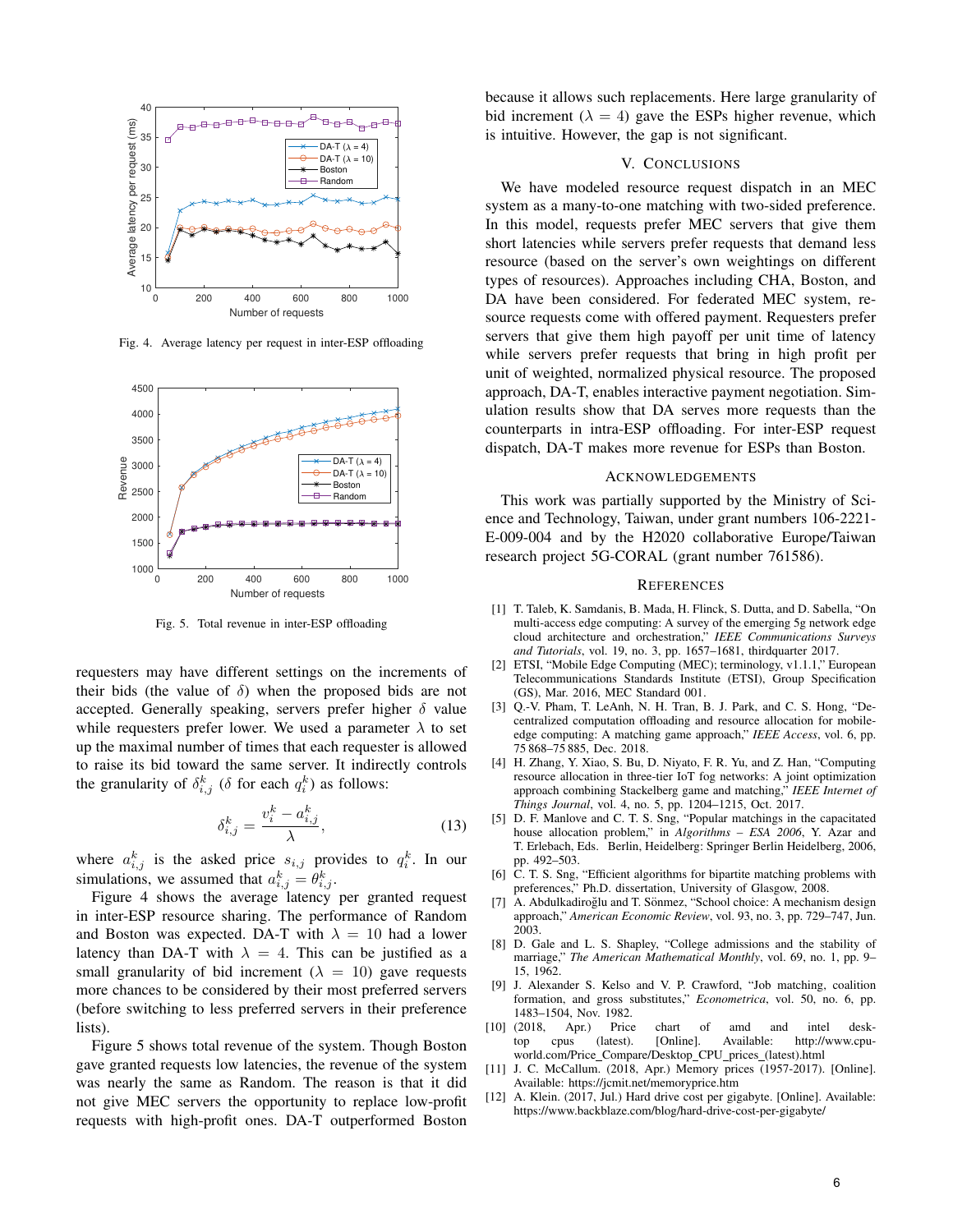40
35
30
25
20
15
10
0
200
400
600
800
1000
Average latency per request (ms)
Number of requests
DA-T (λ = 4)
DA-T (λ = 10)
Boston
Random

Fig. 4. Average latency per request in inter-ESP offloading

4500
4000
3500
3000
2500
2000
1500
1000
0
200
400
600
800
1000
Revenue
Number of requests
DA-T (λ = 4)
DA-T (λ = 10)
Boston
Random

Fig. 5. Total revenue in inter-ESP offloading

requesters may have different settings on the increments of their bids (the value of $\delta$) when the proposed bids are not accepted. Generally speaking, servers prefer higher $\delta$ value while requesters prefer lower. We used a parameter $\lambda$ to set up the maximal number of times that each requester is allowed to raise its bid toward the same server. It indirectly controls the granularity of $\delta_{i,j}^k$ ($\delta$ for each $q_i^k$) as follows:

$$\delta_{i,j}^k = \frac{v_i^k - a_{i,j}^k}{\lambda}, \tag{13}$$

where $a_{i,j}^k$ is the asked price $s_{i,j}$ provides to $q_i^k$. In our simulations, we assumed that $a_{i,j}^k = \theta_{i,j}^k$.

Figure 4 shows the average latency per granted request in inter-ESP resource sharing. The performance of Random and Boston was expected. DA-T with $\lambda = 10$ had a lower latency than DA-T with $\lambda = 4$. This can be justified as a small granularity of bid increment ($\lambda = 10$) gave requests more chances to be considered by their most preferred servers (before switching to less preferred servers in their preference lists).

Figure 5 shows total revenue of the system. Though Boston gave granted requests low latencies, the revenue of the system was nearly the same as Random. The reason is that it did not give MEC servers the opportunity to replace low-profit requests with high-profit ones. DA-T outperformed Boston because it allows such replacements. Here large granularity of bid increment ($\lambda = 4$) gave the ESPs higher revenue, which is intuitive. However, the gap is not significant.

## V. Conclusions

We have modeled resource request dispatch in an MEC system as a many-to-one matching with two-sided preference. In this model, requests prefer MEC servers that give them short latencies while servers prefer requests that demand less resource (based on the server's own weightings on different types of resources). Approaches including CHA, Boston, and DA have been considered. For federated MEC system, resource requests come with offered payment. Requesters prefer servers that give them high payoff per unit time of latency while servers prefer requests that bring in high profit per unit of weighted, normalized physical resource. The proposed approach, DA-T, enables interactive payment negotiation. Simulation results show that DA serves more requests than the counterparts in intra-ESP offloading. For inter-ESP request dispatch, DA-T makes more revenue for ESPs than Boston.

## Acknowledgements

This work was partially supported by the Ministry of Science and Technology, Taiwan, under grant numbers 106-2221-E-009-004 and by the H2020 collaborative Europe/Taiwan research project 5G-CORAL (grant number 761586).

## References

[1] T. Taleb, K. Samdanis, B. Mada, H. Flinck, S. Dutta, and D. Sabella, "On multi-access edge computing: A survey of the emerging 5g network edge cloud architecture and orchestration," *IEEE Communications Surveys and Tutorials*, vol. 19, no. 3, pp. 1657–1681, thirdquarter 2017.

[2] ETSI, "Mobile Edge Computing (MEC); terminology, v1.1.1," European Telecommunications Standards Institute (ETSI), Group Specification (GS), Mar. 2016, MEC Standard 001.

[3] Q.-V. Pham, T. LeAnh, N. H. Tran, B. J. Park, and C. S. Hong, "Decentralized computation offloading and resource allocation for mobile-edge computing: A matching game approach," *IEEE Access*, vol. 6, pp. 75 868–75 885, Dec. 2018.

[4] H. Zhang, Y. Xiao, S. Bu, D. Niyato, F. R. Yu, and Z. Han, "Computing resource allocation in three-tier IoT fog networks: A joint optimization approach combining Stackelberg game and matching," *IEEE Internet of Things Journal*, vol. 4, no. 5, pp. 1204–1215, Oct. 2017.

[5] D. F. Manlove and C. T. S. Sng, "Popular matchings in the capacitated house allocation problem," in *Algorithms – ESA 2006*, Y. Azar and T. Erlebach, Eds. Berlin, Heidelberg: Springer Berlin Heidelberg, 2006, pp. 492–503.

[6] C. T. S. Sng, "Efficient algorithms for bipartite matching problems with preferences," Ph.D. dissertation, University of Glasgow, 2008.

[7] A. Abdulkadiroğlu and T. Sönmez, "School choice: A mechanism design approach," *American Economic Review*, vol. 93, no. 3, pp. 729–747, Jun. 2003.

[8] D. Gale and L. S. Shapley, "College admissions and the stability of marriage," *The American Mathematical Monthly*, vol. 69, no. 1, pp. 9–15, 1962.

[9] J. Alexander S. Kelso and V. P. Crawford, "Job matching, coalition formation, and gross substitutes," *Econometrica*, vol. 50, no. 6, pp. 1483–1504, Nov. 1982.

[10] (2018, Apr.) Price chart of amd and intel desktop cpus (latest). [Online]. Available: http://www.cpu-world.com/Price_Compare/Desktop_CPU_prices_(latest).html

[11] J. C. McCallum. (2018, Apr.) Memory prices (1957-2017). [Online]. Available: https://jcmit.net/memoryprice.htm

[12] A. Klein. (2017, Jul.) Hard drive cost per gigabyte. [Online]. Available: https://www.backblaze.com/blog/hard-drive-cost-per-gigabyte/